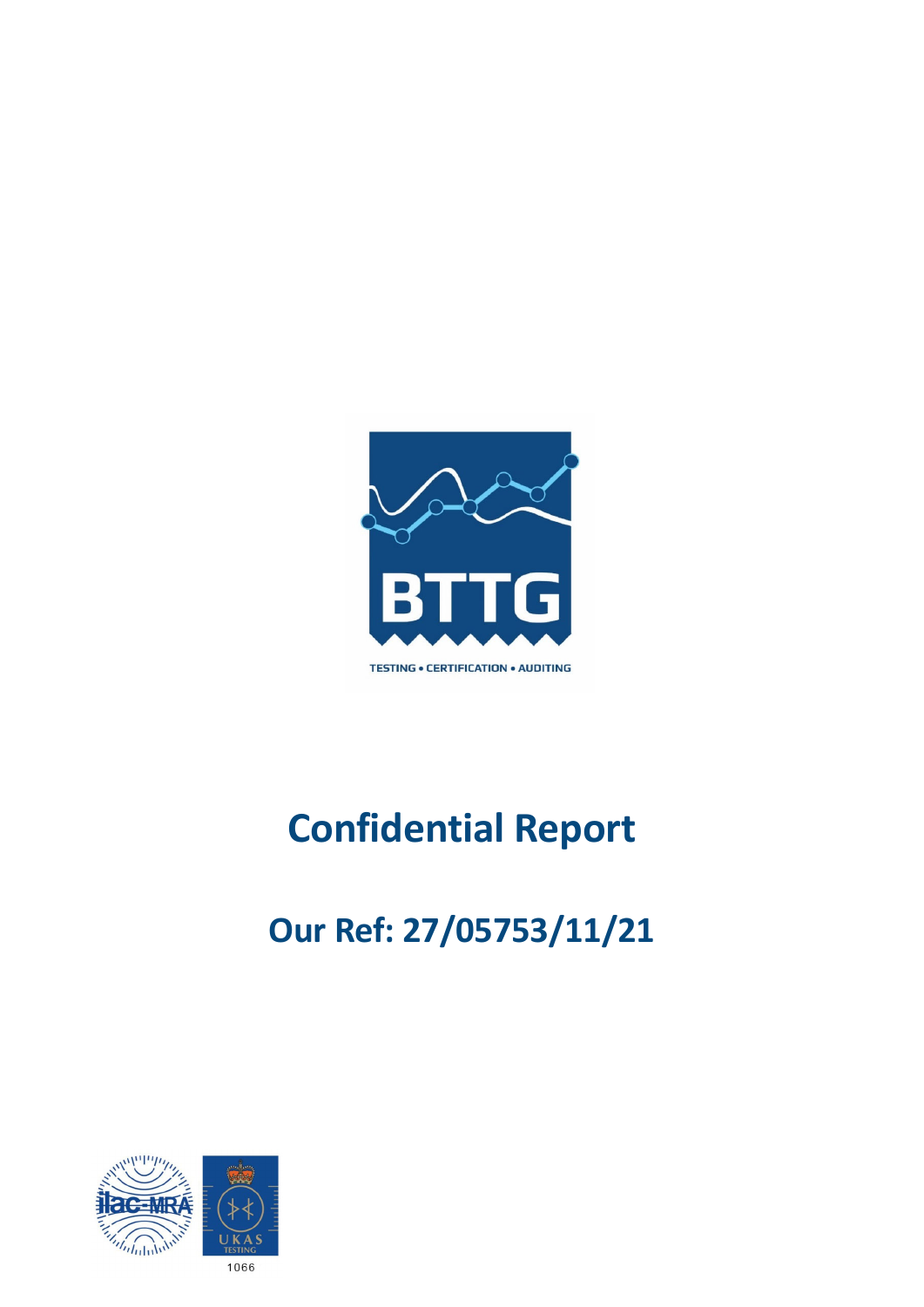BTTG

TESTING • CERTIFICATION • AUDITING

# Confidential Report

## Our Ref: 27/05753/11/21

1066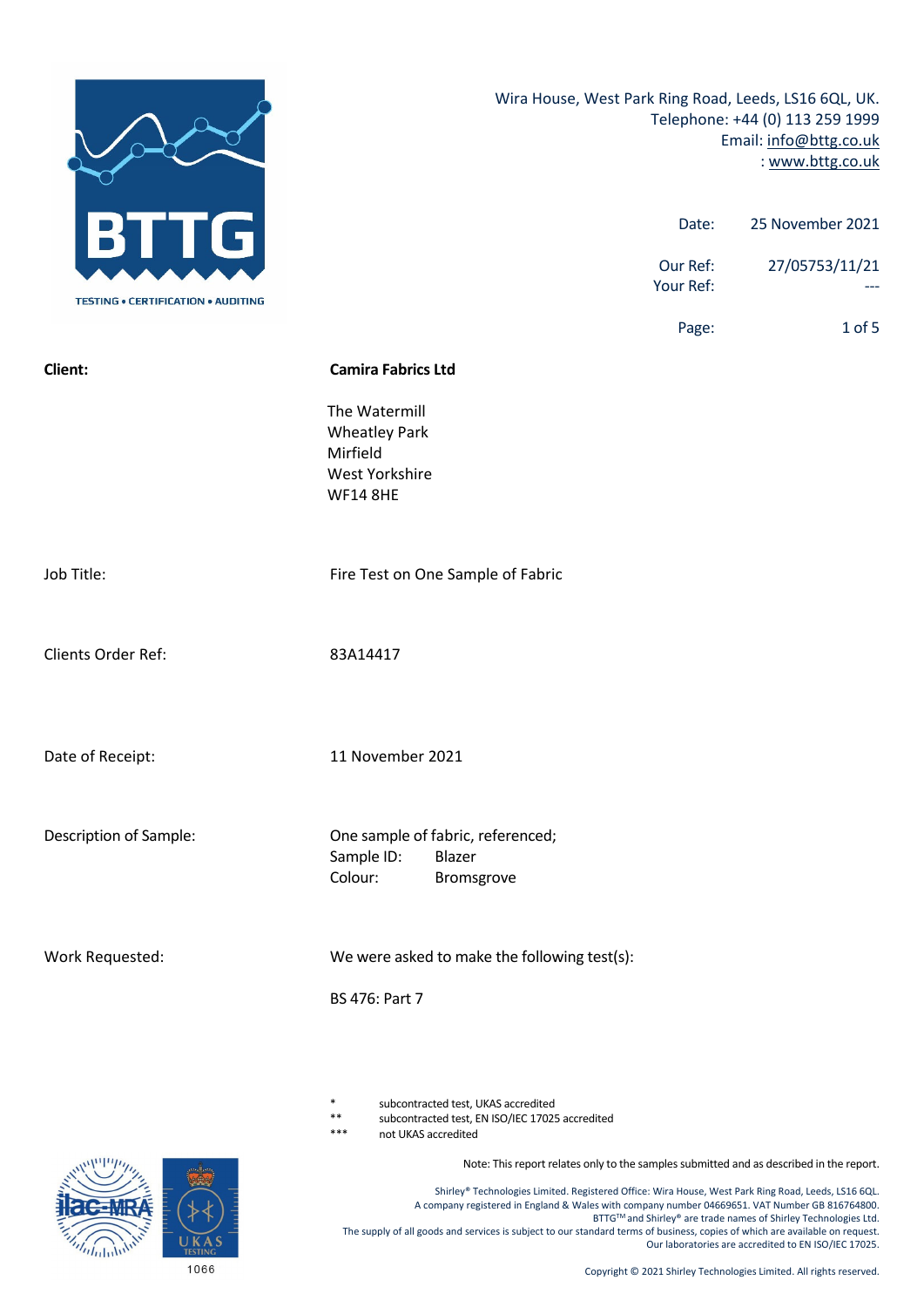Wira House, West Park Ring Road, Leeds, LS16 6QL, UK.
Telephone: +44 (0) 113 259 1999
Email: info@bttg.co.uk
: www.bttg.co.uk

| | |
|---|---|
| Date: | 25 November 2021 |
| Our Ref: | 27/05753/11/21 |
| Your Ref: | --- |

| | |
|---|---|
| **Client:** | **Camira Fabrics Ltd**<br>The Watermill<br>Wheatley Park<br>Mirfield<br>West Yorkshire<br>WF14 8HE |
| Job Title: | Fire Test on One Sample of Fabric |
| Clients Order Ref: | 83A14417 |
| Date of Receipt: | 11 November 2021 |
| Description of Sample: | One sample of fabric, referenced;<br>Sample ID: Blazer<br>Colour: Bromsgrove |
| Work Requested: | We were asked to make the following test(s):<br>BS 476: Part 7 |

\* subcontracted test, UKAS accredited
\*\* subcontracted test, EN ISO/IEC 17025 accredited
\*\*\* not UKAS accredited

Note: This report relates only to the samples submitted and as described in the report.

1066

Shirley® Technologies Limited. Registered Office: Wira House, West Park Ring Road, Leeds, LS16 6QL.
A company registered in England & Wales with company number 04669651. VAT Number GB 816764800.
BTTG™ and Shirley® are trade names of Shirley Technologies Ltd.
The supply of all goods and services is subject to our standard terms of business, copies of which are available on request.
Our laboratories are accredited to EN ISO/IEC 17025.

Copyright © 2021 Shirley Technologies Limited. All rights reserved.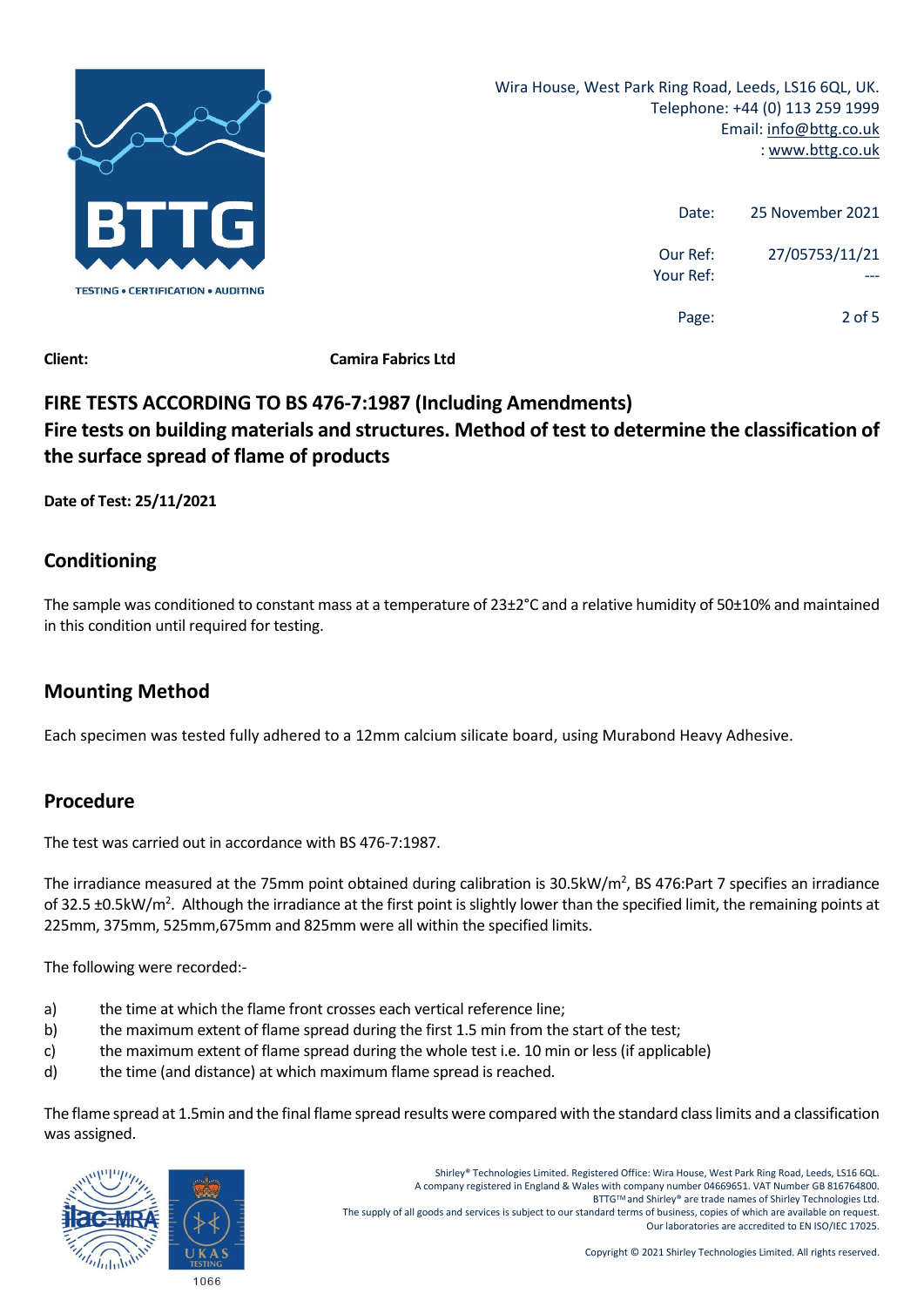Wira House, West Park Ring Road, Leeds, LS16 6QL, UK.
Telephone: +44 (0) 113 259 1999
Email: info@bttg.co.uk
: www.bttg.co.uk

Date: 25 November 2021

Our Ref: 27/05753/11/21
Your Ref: ---

**Client:** **Camira Fabrics Ltd**

## FIRE TESTS ACCORDING TO BS 476-7:1987 (Including Amendments)
## Fire tests on building materials and structures. Method of test to determine the classification of the surface spread of flame of products

**Date of Test: 25/11/2021**

## Conditioning

The sample was conditioned to constant mass at a temperature of 23±2°C and a relative humidity of 50±10% and maintained in this condition until required for testing.

## Mounting Method

Each specimen was tested fully adhered to a 12mm calcium silicate board, using Murabond Heavy Adhesive.

## Procedure

The test was carried out in accordance with BS 476-7:1987.

The irradiance measured at the 75mm point obtained during calibration is 30.5kW/m$^2$, BS 476:Part 7 specifies an irradiance of 32.5 ±0.5kW/m$^2$. Although the irradiance at the first point is slightly lower than the specified limit, the remaining points at 225mm, 375mm, 525mm,675mm and 825mm were all within the specified limits.

The following were recorded:-

a) the time at which the flame front crosses each vertical reference line;
b) the maximum extent of flame spread during the first 1.5 min from the start of the test;
c) the maximum extent of flame spread during the whole test i.e. 10 min or less (if applicable)
d) the time (and distance) at which maximum flame spread is reached.

The flame spread at 1.5min and the final flame spread results were compared with the standard class limits and a classification was assigned.

Shirley® Technologies Limited. Registered Office: Wira House, West Park Ring Road, Leeds, LS16 6QL.
A company registered in England & Wales with company number 04669651. VAT Number GB 816764800.
BTTG™ and Shirley® are trade names of Shirley Technologies Ltd.
The supply of all goods and services is subject to our standard terms of business, copies of which are available on request.
Our laboratories are accredited to EN ISO/IEC 17025.

Copyright © 2021 Shirley Technologies Limited. All rights reserved.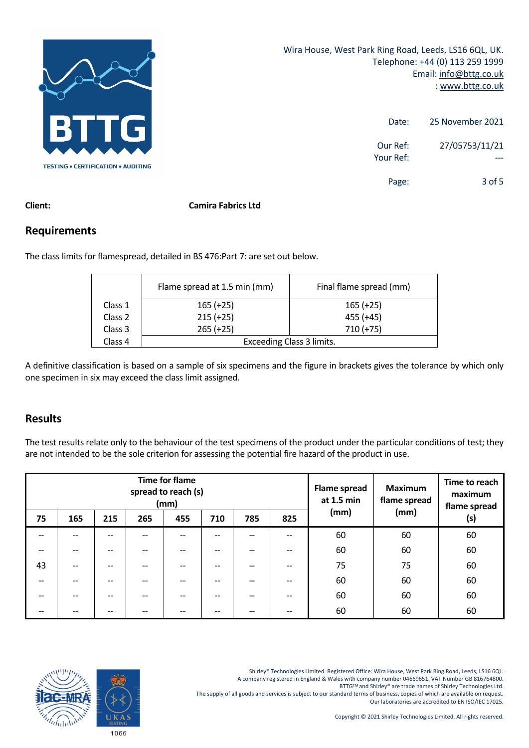Wira House, West Park Ring Road, Leeds, LS16 6QL, UK.
Telephone: +44 (0) 113 259 1999
Email: info@bttg.co.uk
: www.bttg.co.uk

Date: 25 November 2021

Our Ref: 27/05753/11/21
Your Ref: ---

**Client:** **Camira Fabrics Ltd**

## Requirements

The class limits for flamespread, detailed in BS 476:Part 7: are set out below.

| | Flame spread at 1.5 min (mm) | Final flame spread (mm) |
|---|---|---|
| Class 1 | 165 (+25) | 165 (+25) |
| Class 2 | 215 (+25) | 455 (+45) |
| Class 3 | 265 (+25) | 710 (+75) |
| Class 4 | Exceeding Class 3 limits. | |

A definitive classification is based on a sample of six specimens and the figure in brackets gives the tolerance by which only one specimen in six may exceed the class limit assigned.

## Results

The test results relate only to the behaviour of the test specimens of the product under the particular conditions of test; they are not intended to be the sole criterion for assessing the potential fire hazard of the product in use.

| Time for flame spread to reach (s) (mm) | | | | | | | | Flame spread at 1.5 min (mm) | Maximum flame spread (mm) | Time to reach maximum flame spread (s) |
|---|---|---|---|---|---|---|---|---|---|---|
| 75 | 165 | 215 | 265 | 455 | 710 | 785 | 825 | | | |
| -- | -- | -- | -- | -- | -- | -- | -- | 60 | 60 | 60 |
| -- | -- | -- | -- | -- | -- | -- | -- | 60 | 60 | 60 |
| 43 | -- | -- | -- | -- | -- | -- | -- | 75 | 75 | 60 |
| -- | -- | -- | -- | -- | -- | -- | -- | 60 | 60 | 60 |
| -- | -- | -- | -- | -- | -- | -- | -- | 60 | 60 | 60 |
| -- | -- | -- | -- | -- | -- | -- | -- | 60 | 60 | 60 |

1066

Shirley® Technologies Limited. Registered Office: Wira House, West Park Ring Road, Leeds, LS16 6QL.
A company registered in England & Wales with company number 04669651. VAT Number GB 816764800.
BTTG™ and Shirley® are trade names of Shirley Technologies Ltd.
The supply of all goods and services is subject to our standard terms of business, copies of which are available on request.
Our laboratories are accredited to EN ISO/IEC 17025.

Copyright © 2021 Shirley Technologies Limited. All rights reserved.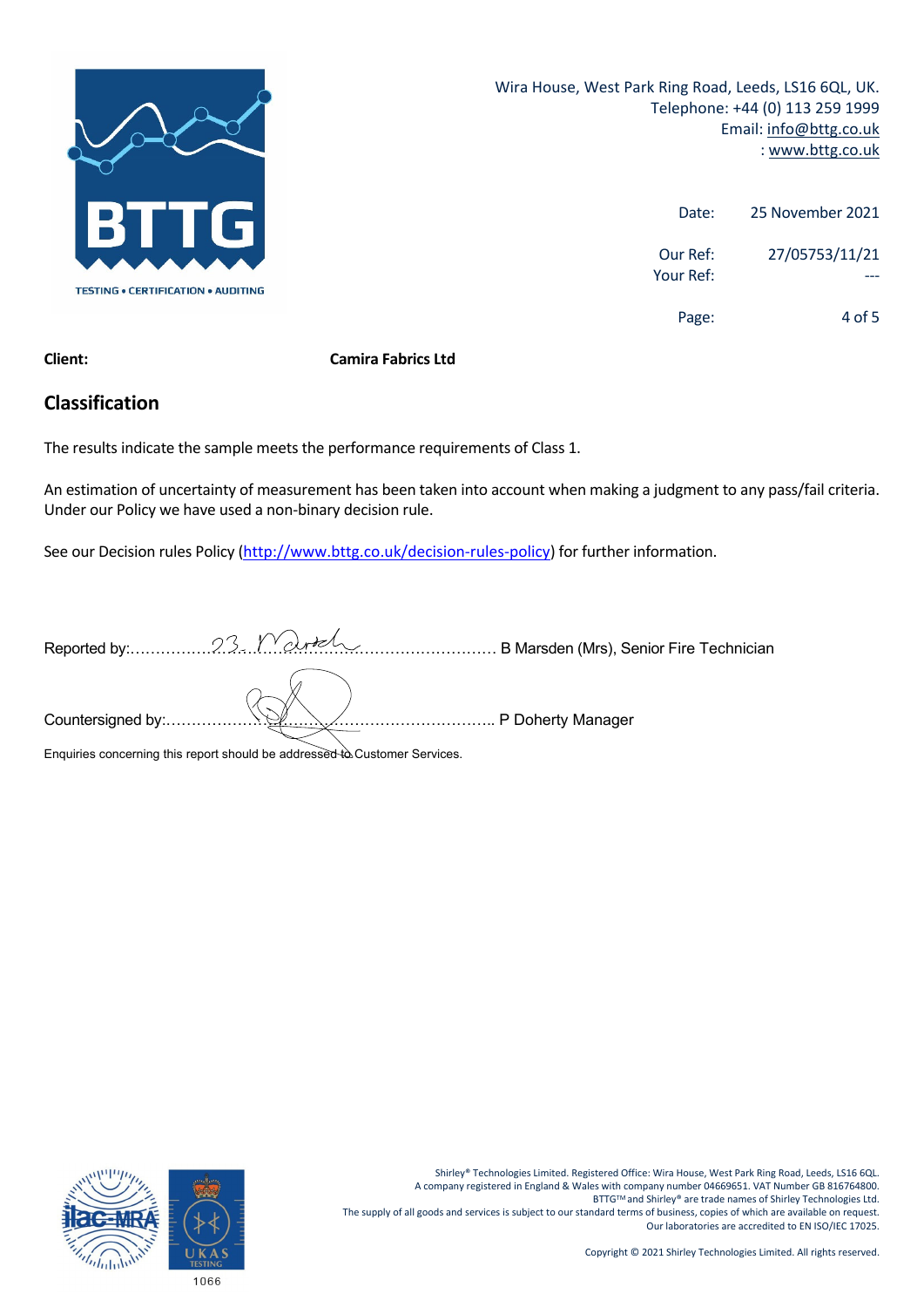Wira House, West Park Ring Road, Leeds, LS16 6QL, UK.
Telephone: +44 (0) 113 259 1999
Email: info@bttg.co.uk
: www.bttg.co.uk

Date: 25 November 2021

Our Ref: 27/05753/11/21
Your Ref: ---

**Client:** **Camira Fabrics Ltd**

## Classification

The results indicate the sample meets the performance requirements of Class 1.

An estimation of uncertainty of measurement has been taken into account when making a judgment to any pass/fail criteria. Under our Policy we have used a non-binary decision rule.

See our Decision rules Policy (http://www.bttg.co.uk/decision-rules-policy) for further information.

Reported by:………………………………………………………… B Marsden (Mrs), Senior Fire Technician

Countersigned by:……………………………………………………….. P Doherty Manager

Enquiries concerning this report should be addressed to Customer Services.

Shirley® Technologies Limited. Registered Office: Wira House, West Park Ring Road, Leeds, LS16 6QL.
A company registered in England & Wales with company number 04669651. VAT Number GB 816764800.
BTTG™ and Shirley® are trade names of Shirley Technologies Ltd.
The supply of all goods and services is subject to our standard terms of business, copies of which are available on request.
Our laboratories are accredited to EN ISO/IEC 17025.

Copyright © 2021 Shirley Technologies Limited. All rights reserved.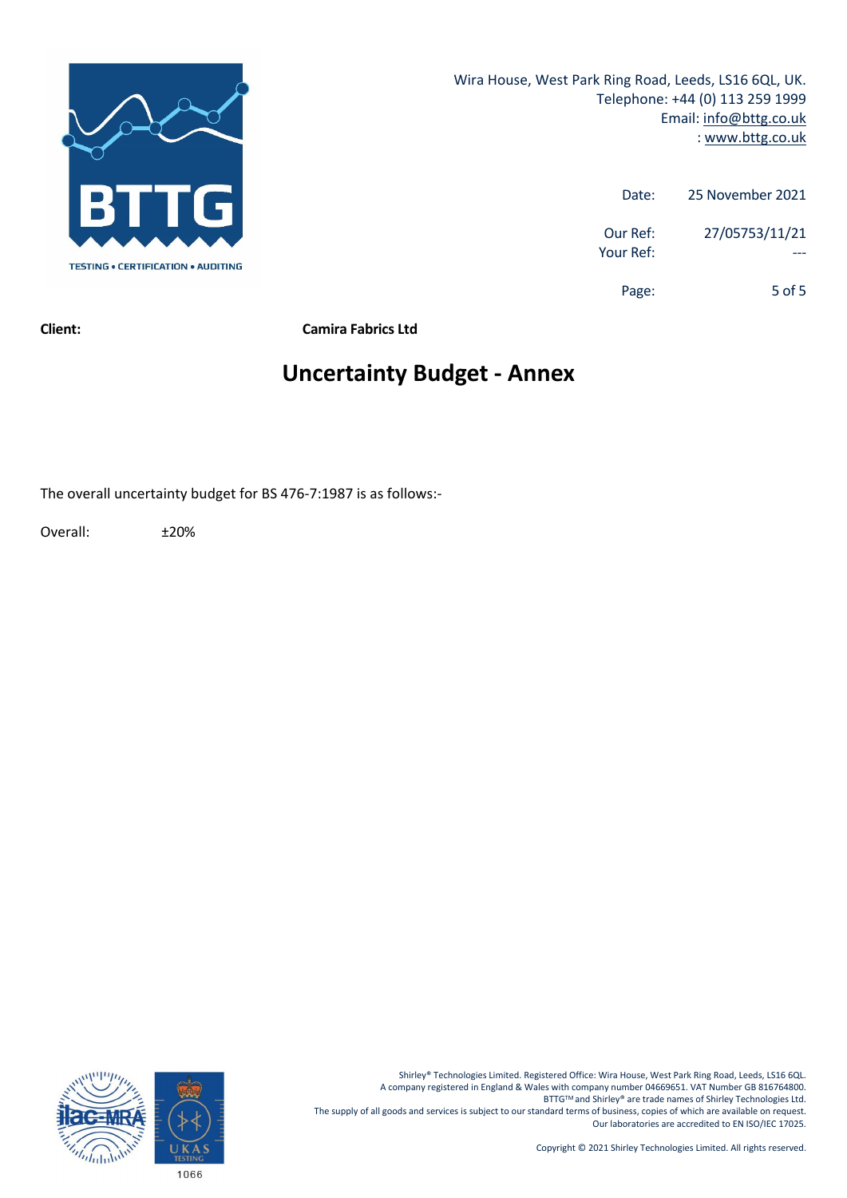Wira House, West Park Ring Road, Leeds, LS16 6QL, UK.
Telephone: +44 (0) 113 259 1999
Email: info@bttg.co.uk
: www.bttg.co.uk

Date: 25 November 2021

Our Ref: 27/05753/11/21
Your Ref: ---

**Client:** **Camira Fabrics Ltd**

# Uncertainty Budget - Annex

The overall uncertainty budget for BS 476-7:1987 is as follows:-

Overall: ±20%

Shirley® Technologies Limited. Registered Office: Wira House, West Park Ring Road, Leeds, LS16 6QL.
A company registered in England & Wales with company number 04669651. VAT Number GB 816764800.
BTTG™ and Shirley® are trade names of Shirley Technologies Ltd.
The supply of all goods and services is subject to our standard terms of business, copies of which are available on request.
Our laboratories are accredited to EN ISO/IEC 17025.

Copyright © 2021 Shirley Technologies Limited. All rights reserved.